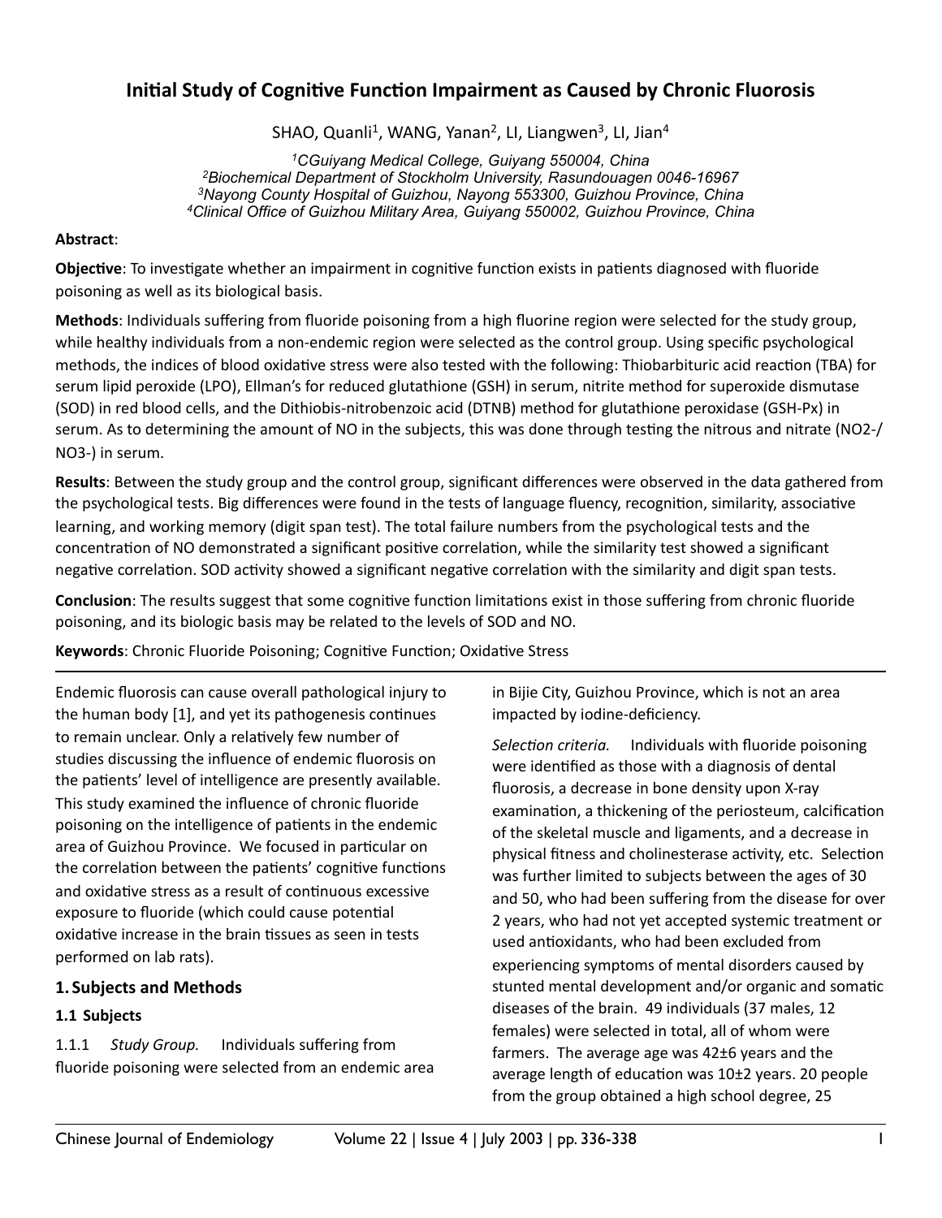# Initial Study of Cognitive Function Impairment as Caused by Chronic Fluorosis

SHAO, Quanli[1], WANG, Yanan[2], LI, Liangwen[3], LI, Jian[4]

[1]CGuiyang Medical College, Guiyang 550004, China
[2]Biochemical Department of Stockholm University, Rasundouagen 0046-16967
[3]Nayong County Hospital of Guizhou, Nayong 553300, Guizhou Province, China
[4]Clinical Office of Guizhou Military Area, Guiyang 550002, Guizhou Province, China

**Abstract**:

**Objective**: To investigate whether an impairment in cognitive function exists in patients diagnosed with fluoride poisoning as well as its biological basis.

**Methods**: Individuals suffering from fluoride poisoning from a high fluorine region were selected for the study group, while healthy individuals from a non-endemic region were selected as the control group. Using specific psychological methods, the indices of blood oxidative stress were also tested with the following: Thiobarbituric acid reaction (TBA) for serum lipid peroxide (LPO), Ellman's for reduced glutathione (GSH) in serum, nitrite method for superoxide dismutase (SOD) in red blood cells, and the Dithiobis-nitrobenzoic acid (DTNB) method for glutathione peroxidase (GSH-Px) in serum. As to determining the amount of NO in the subjects, this was done through testing the nitrous and nitrate ($NO_2^-$/ $NO_3^-$) in serum.

**Results**: Between the study group and the control group, significant differences were observed in the data gathered from the psychological tests. Big differences were found in the tests of language fluency, recognition, similarity, associative learning, and working memory (digit span test). The total failure numbers from the psychological tests and the concentration of NO demonstrated a significant positive correlation, while the similarity test showed a significant negative correlation. SOD activity showed a significant negative correlation with the similarity and digit span tests.

**Conclusion**: The results suggest that some cognitive function limitations exist in those suffering from chronic fluoride poisoning, and its biologic basis may be related to the levels of SOD and NO.

**Keywords**: Chronic Fluoride Poisoning; Cognitive Function; Oxidative Stress

---

Endemic fluorosis can cause overall pathological injury to the human body [1], and yet its pathogenesis continues to remain unclear. Only a relatively few number of studies discussing the influence of endemic fluorosis on the patients' level of intelligence are presently available. This study examined the influence of chronic fluoride poisoning on the intelligence of patients in the endemic area of Guizhou Province. We focused in particular on the correlation between the patients' cognitive functions and oxidative stress as a result of continuous excessive exposure to fluoride (which could cause potential oxidative increase in the brain tissues as seen in tests performed on lab rats).

## 1. Subjects and Methods

### 1.1 Subjects

1.1.1 *Study Group.* Individuals suffering from fluoride poisoning were selected from an endemic area in Bijie City, Guizhou Province, which is not an area impacted by iodine-deficiency.

*Selection criteria.* Individuals with fluoride poisoning were identified as those with a diagnosis of dental fluorosis, a decrease in bone density upon X-ray examination, a thickening of the periosteum, calcification of the skeletal muscle and ligaments, and a decrease in physical fitness and cholinesterase activity, etc. Selection was further limited to subjects between the ages of 30 and 50, who had been suffering from the disease for over 2 years, who had not yet accepted systemic treatment or used antioxidants, who had been excluded from experiencing symptoms of mental disorders caused by stunted mental development and/or organic and somatic diseases of the brain. 49 individuals (37 males, 12 females) were selected in total, all of whom were farmers. The average age was 42±6 years and the average length of education was 10±2 years. 20 people from the group obtained a high school degree, 25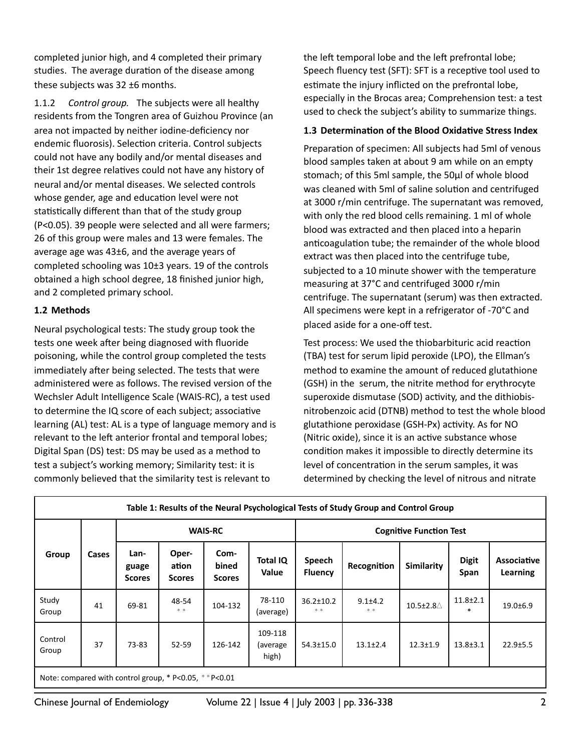completed junior high, and 4 completed their primary studies. The average duration of the disease among these subjects was 32 ±6 months.

1.1.2 *Control group.* The subjects were all healthy residents from the Tongren area of Guizhou Province (an area not impacted by neither iodine-deficiency nor endemic fluorosis). Selection criteria. Control subjects could not have any bodily and/or mental diseases and their 1st degree relatives could not have any history of neural and/or mental diseases. We selected controls whose gender, age and education level were not statistically different than that of the study group (P<0.05). 39 people were selected and all were farmers; 26 of this group were males and 13 were females. The average age was 43±6, and the average years of completed schooling was 10±3 years. 19 of the controls obtained a high school degree, 18 finished junior high, and 2 completed primary school.

### 1.2 Methods

Neural psychological tests: The study group took the tests one week after being diagnosed with fluoride poisoning, while the control group completed the tests immediately after being selected. The tests that were administered were as follows. The revised version of the Wechsler Adult Intelligence Scale (WAIS-RC), a test used to determine the IQ score of each subject; associative learning (AL) test: AL is a type of language memory and is relevant to the left anterior frontal and temporal lobes; Digital Span (DS) test: DS may be used as a method to test a subject's working memory; Similarity test: it is commonly believed that the similarity test is relevant to the left temporal lobe and the left prefrontal lobe; Speech fluency test (SFT): SFT is a receptive tool used to estimate the injury inflicted on the prefrontal lobe, especially in the Brocas area; Comprehension test: a test used to check the subject's ability to summarize things.

### 1.3 Determination of the Blood Oxidative Stress Index

Preparation of specimen: All subjects had 5ml of venous blood samples taken at about 9 am while on an empty stomach; of this 5ml sample, the 50μl of whole blood was cleaned with 5ml of saline solution and centrifuged at 3000 r/min centrifuge. The supernatant was removed, with only the red blood cells remaining. 1 ml of whole blood was extracted and then placed into a heparin anticoagulation tube; the remainder of the whole blood extract was then placed into the centrifuge tube, subjected to a 10 minute shower with the temperature measuring at 37°C and centrifuged 3000 r/min centrifuge. The supernatant (serum) was then extracted. All specimens were kept in a refrigerator of -70°C and placed aside for a one-off test.

Test process: We used the thiobarbituric acid reaction (TBA) test for serum lipid peroxide (LPO), the Ellman's method to examine the amount of reduced glutathione (GSH) in the serum, the nitrite method for erythrocyte superoxide dismutase (SOD) activity, and the dithiobis-nitrobenzoic acid (DTNB) method to test the whole blood glutathione peroxidase (GSH-Px) activity. As for NO (Nitric oxide), since it is an active substance whose condition makes it impossible to directly determine its level of concentration in the serum samples, it was determined by checking the level of nitrous and nitrate

**Table 1: Results of the Neural Psychological Tests of Study Group and Control Group**

| Group | Cases | WAIS-RC | | | | Cognitive Function Test | | | | |
|---|---|---|---|---|---|---|---|---|---|---|
| | | Language Scores | Operation Scores | Combined Scores | Total IQ Value | Speech Fluency | Recognition | Similarity | Digit Span | Associative Learning |
| Study Group | 41 | 69-81 | 48-54 ** | 104-132 | 78-110 (average) | 36.2±10.2 ** | 9.1±4.2 ** | 10.5±2.8△ | 11.8±2.1 * | 19.0±6.9 |
| Control Group | 37 | 73-83 | 52-59 | 126-142 | 109-118 (average high) | 54.3±15.0 | 13.1±2.4 | 12.3±1.9 | 13.8±3.1 | 22.9±5.5 |

Note: compared with control group, * P<0.05, ** P<0.01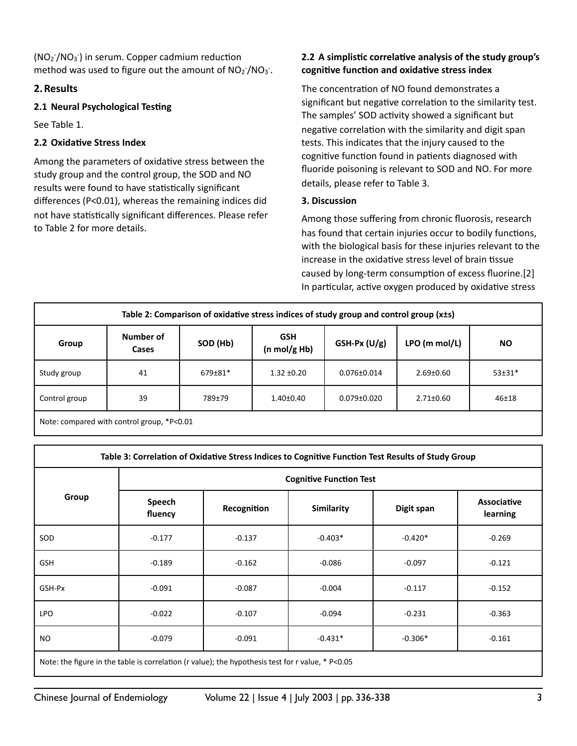($NO_2^-/NO_3^-$) in serum. Copper cadmium reduction method was used to figure out the amount of $NO_2^-/NO_3^-$.

## 2. Results

### 2.1 Neural Psychological Testing

See Table 1.

### 2.2 Oxidative Stress Index

Among the parameters of oxidative stress between the study group and the control group, the SOD and NO results were found to have statistically significant differences (P<0.01), whereas the remaining indices did not have statistically significant differences. Please refer to Table 2 for more details.

### 2.2 A simplistic correlative analysis of the study group's cognitive function and oxidative stress index

The concentration of NO found demonstrates a significant but negative correlation to the similarity test. The samples' SOD activity showed a significant but negative correlation with the similarity and digit span tests. This indicates that the injury caused to the cognitive function found in patients diagnosed with fluoride poisoning is relevant to SOD and NO. For more details, please refer to Table 3.

## 3. Discussion

Among those suffering from chronic fluorosis, research has found that certain injuries occur to bodily functions, with the biological basis for these injuries relevant to the increase in the oxidative stress level of brain tissue caused by long-term consumption of excess fluorine.[2] In particular, active oxygen produced by oxidative stress

**Table 2: Comparison of oxidative stress indices of study group and control group (x±s)**

| Group | Number of Cases | SOD (Hb) | GSH (n mol/g Hb) | GSH-Px (U/g) | LPO (m mol/L) | NO |
|---|---|---|---|---|---|---|
| Study group | 41 | 679±81* | 1.32 ±0.20 | 0.076±0.014 | 2.69±0.60 | 53±31* |
| Control group | 39 | 789±79 | 1.40±0.40 | 0.079±0.020 | 2.71±0.60 | 46±18 |

Note: compared with control group, *P<0.01

**Table 3: Correlation of Oxidative Stress Indices to Cognitive Function Test Results of Study Group**

| Group | Cognitive Function Test | | | | |
|---|---|---|---|---|---|
| | Speech fluency | Recognition | Similarity | Digit span | Associative learning |
| SOD | -0.177 | -0.137 | -0.403* | -0.420* | -0.269 |
| GSH | -0.189 | -0.162 | -0.086 | -0.097 | -0.121 |
| GSH-Px | -0.091 | -0.087 | -0.004 | -0.117 | -0.152 |
| LPO | -0.022 | -0.107 | -0.094 | -0.231 | -0.363 |
| NO | -0.079 | -0.091 | -0.431* | -0.306* | -0.161 |

Note: the figure in the table is correlation (r value); the hypothesis test for r value, * P<0.05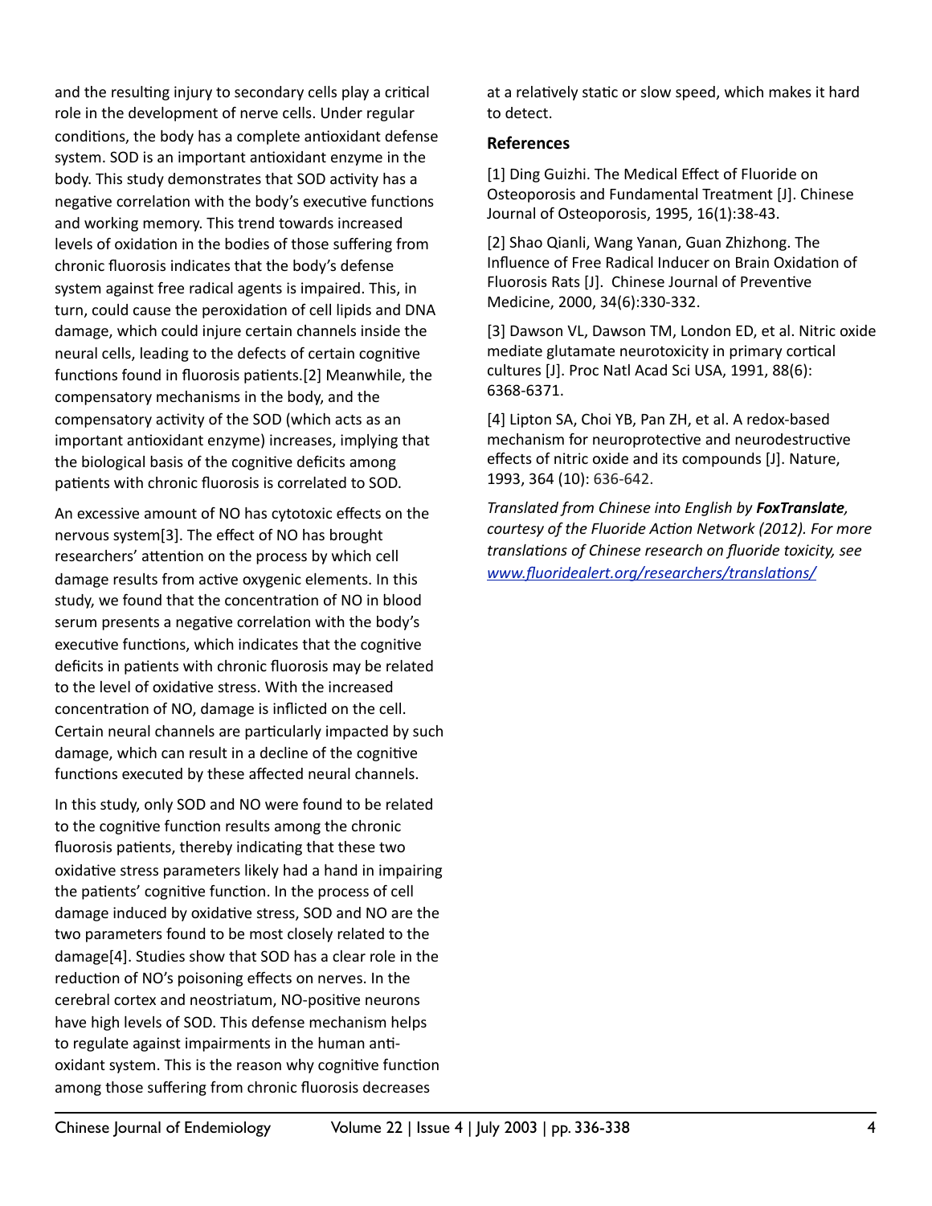and the resulting injury to secondary cells play a critical role in the development of nerve cells. Under regular conditions, the body has a complete antioxidant defense system. SOD is an important antioxidant enzyme in the body. This study demonstrates that SOD activity has a negative correlation with the body's executive functions and working memory. This trend towards increased levels of oxidation in the bodies of those suffering from chronic fluorosis indicates that the body's defense system against free radical agents is impaired. This, in turn, could cause the peroxidation of cell lipids and DNA damage, which could injure certain channels inside the neural cells, leading to the defects of certain cognitive functions found in fluorosis patients.[2] Meanwhile, the compensatory mechanisms in the body, and the compensatory activity of the SOD (which acts as an important antioxidant enzyme) increases, implying that the biological basis of the cognitive deficits among patients with chronic fluorosis is correlated to SOD.

An excessive amount of NO has cytotoxic effects on the nervous system[3]. The effect of NO has brought researchers' attention on the process by which cell damage results from active oxygenic elements. In this study, we found that the concentration of NO in blood serum presents a negative correlation with the body's executive functions, which indicates that the cognitive deficits in patients with chronic fluorosis may be related to the level of oxidative stress. With the increased concentration of NO, damage is inflicted on the cell. Certain neural channels are particularly impacted by such damage, which can result in a decline of the cognitive functions executed by these affected neural channels.

In this study, only SOD and NO were found to be related to the cognitive function results among the chronic fluorosis patients, thereby indicating that these two oxidative stress parameters likely had a hand in impairing the patients' cognitive function. In the process of cell damage induced by oxidative stress, SOD and NO are the two parameters found to be most closely related to the damage[4]. Studies show that SOD has a clear role in the reduction of NO's poisoning effects on nerves. In the cerebral cortex and neostriatum, NO-positive neurons have high levels of SOD. This defense mechanism helps to regulate against impairments in the human anti-oxidant system. This is the reason why cognitive function among those suffering from chronic fluorosis decreases at a relatively static or slow speed, which makes it hard to detect.

### References

[1] Ding Guizhi. The Medical Effect of Fluoride on Osteoporosis and Fundamental Treatment [J]. Chinese Journal of Osteoporosis, 1995, 16(1):38-43.

[2] Shao Qianli, Wang Yanan, Guan Zhizhong. The Influence of Free Radical Inducer on Brain Oxidation of Fluorosis Rats [J]. Chinese Journal of Preventive Medicine, 2000, 34(6):330-332.

[3] Dawson VL, Dawson TM, London ED, et al. Nitric oxide mediate glutamate neurotoxicity in primary cortical cultures [J]. Proc Natl Acad Sci USA, 1991, 88(6): 6368-6371.

[4] Lipton SA, Choi YB, Pan ZH, et al. A redox-based mechanism for neuroprotective and neurodestructive effects of nitric oxide and its compounds [J]. Nature, 1993, 364 (10): 636-642.

*Translated from Chinese into English by **FoxTranslate**, courtesy of the Fluoride Action Network (2012). For more translations of Chinese research on fluoride toxicity, see [www.fluoridealert.org/researchers/translations/](www.fluoridealert.org/researchers/translations/)*